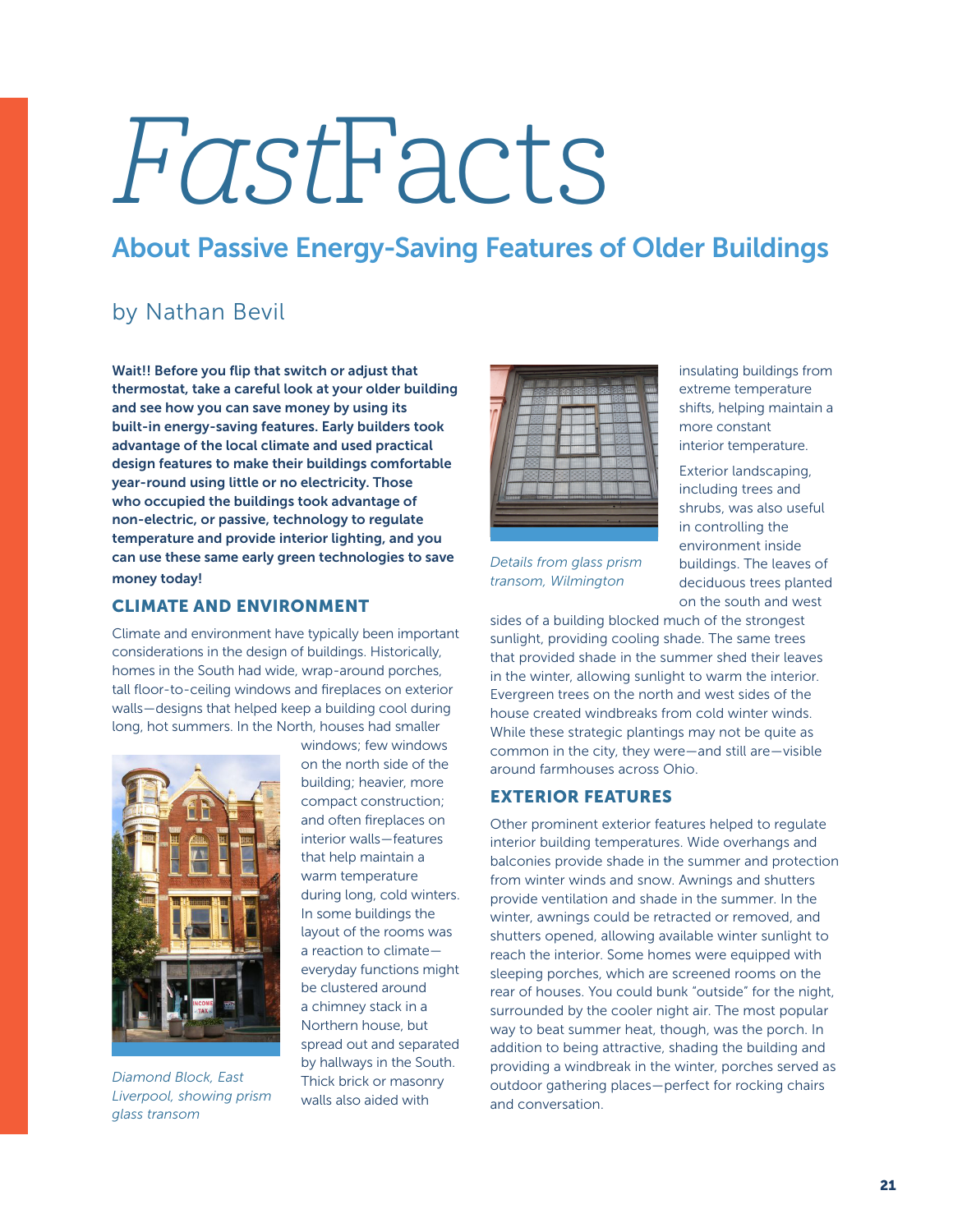# *Fast*Facts

## About Passive Energy-Saving Features of Older Buildings

by Nathan Bevil

**Wait!! Before you flip that switch or adjust that thermostat, take a careful look at your older building and see how you can save money by using its built-in energy-saving features. Early builders took advantage of the local climate and used practical design features to make their buildings comfortable year-round using little or no electricity. Those who occupied the buildings took advantage of non-electric, or passive, technology to regulate temperature and provide interior lighting, and you can use these same early green technologies to save money today!**

### CLIMATE AND ENVIRONMENT

Climate and environment have typically been important considerations in the design of buildings. Historically, homes in the South had wide, wrap-around porches, tall floor-to-ceiling windows and fireplaces on exterior walls—designs that helped keep a building cool during long, hot summers. In the North, houses had smaller windows; few windows on the north side of the building; heavier, more compact construction; and often fireplaces on interior walls—features that help maintain a warm temperature during long, cold winters. In some buildings the layout of the rooms was a reaction to climate—everyday functions might be clustered around a chimney stack in a Northern house, but spread out and separated by hallways in the South. Thick brick or masonry walls also aided with insulating buildings from extreme temperature shifts, helping maintain a more constant interior temperature.

*Diamond Block, East Liverpool, showing prism glass transom*

*Details from glass prism transom, Wilmington*

Exterior landscaping, including trees and shrubs, was also useful in controlling the environment inside buildings. The leaves of deciduous trees planted on the south and west sides of a building blocked much of the strongest sunlight, providing cooling shade. The same trees that provided shade in the summer shed their leaves in the winter, allowing sunlight to warm the interior. Evergreen trees on the north and west sides of the house created windbreaks from cold winter winds. While these strategic plantings may not be quite as common in the city, they were—and still are—visible around farmhouses across Ohio.

### EXTERIOR FEATURES

Other prominent exterior features helped to regulate interior building temperatures. Wide overhangs and balconies provide shade in the summer and protection from winter winds and snow. Awnings and shutters provide ventilation and shade in the summer. In the winter, awnings could be retracted or removed, and shutters opened, allowing available winter sunlight to reach the interior. Some homes were equipped with sleeping porches, which are screened rooms on the rear of houses. You could bunk "outside" for the night, surrounded by the cooler night air. The most popular way to beat summer heat, though, was the porch. In addition to being attractive, shading the building and providing a windbreak in the winter, porches served as outdoor gathering places—perfect for rocking chairs and conversation.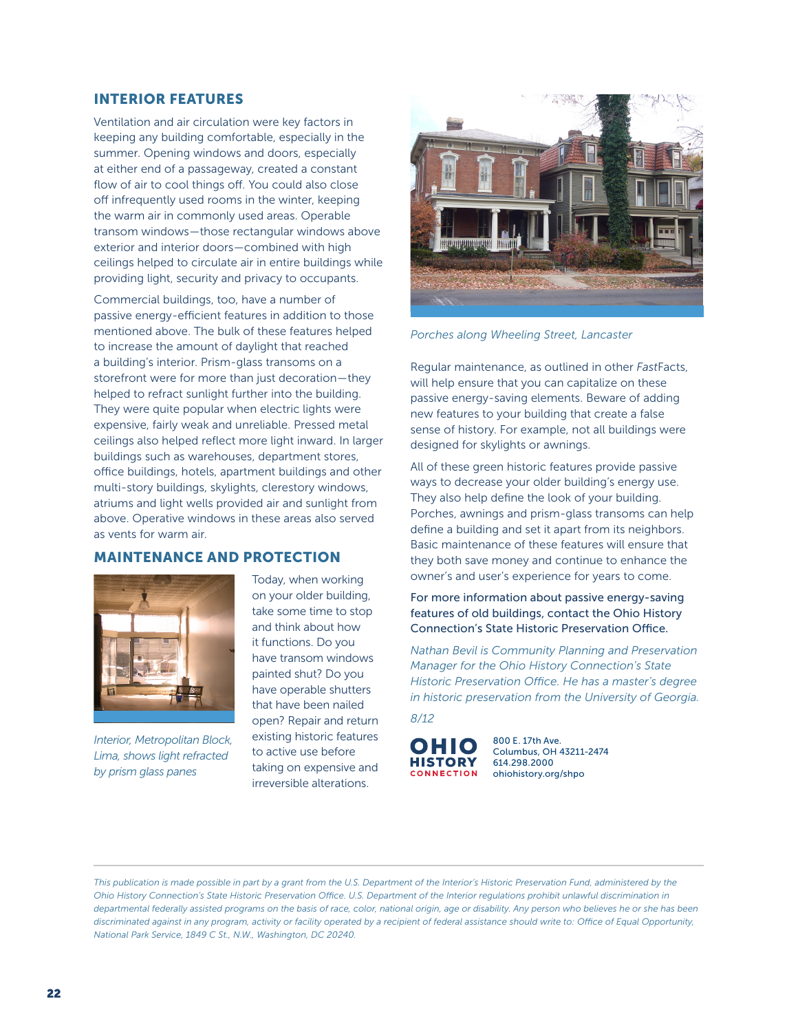## INTERIOR FEATURES

Ventilation and air circulation were key factors in keeping any building comfortable, especially in the summer. Opening windows and doors, especially at either end of a passageway, created a constant flow of air to cool things off. You could also close off infrequently used rooms in the winter, keeping the warm air in commonly used areas. Operable transom windows—those rectangular windows above exterior and interior doors—combined with high ceilings helped to circulate air in entire buildings while providing light, security and privacy to occupants.

Commercial buildings, too, have a number of passive energy-efficient features in addition to those mentioned above. The bulk of these features helped to increase the amount of daylight that reached a building's interior. Prism-glass transoms on a storefront were for more than just decoration—they helped to refract sunlight further into the building. They were quite popular when electric lights were expensive, fairly weak and unreliable. Pressed metal ceilings also helped reflect more light inward. In larger buildings such as warehouses, department stores, office buildings, hotels, apartment buildings and other multi-story buildings, skylights, clerestory windows, atriums and light wells provided air and sunlight from above. Operative windows in these areas also served as vents for warm air.

## MAINTENANCE AND PROTECTION

*Interior, Metropolitan Block, Lima, shows light refracted by prism glass panes*

Today, when working on your older building, take some time to stop and think about how it functions. Do you have transom windows painted shut? Do you have operable shutters that have been nailed open? Repair and return existing historic features to active use before taking on expensive and irreversible alterations.

*Porches along Wheeling Street, Lancaster*

Regular maintenance, as outlined in other *Fast*Facts, will help ensure that you can capitalize on these passive energy-saving elements. Beware of adding new features to your building that create a false sense of history. For example, not all buildings were designed for skylights or awnings.

All of these green historic features provide passive ways to decrease your older building's energy use. They also help define the look of your building. Porches, awnings and prism-glass transoms can help define a building and set it apart from its neighbors. Basic maintenance of these features will ensure that they both save money and continue to enhance the owner's and user's experience for years to come.

For more information about passive energy-saving features of old buildings, contact the Ohio History Connection's State Historic Preservation Office.

*Nathan Bevil is Community Planning and Preservation Manager for the Ohio History Connection's State Historic Preservation Office. He has a master's degree in historic preservation from the University of Georgia.*

*8/12*

OHIO HISTORY CONNECTION

800 E. 17th Ave.
Columbus, OH 43211-2474
614.298.2000
ohiohistory.org/shpo

*This publication is made possible in part by a grant from the U.S. Department of the Interior's Historic Preservation Fund, administered by the Ohio History Connection's State Historic Preservation Office. U.S. Department of the Interior regulations prohibit unlawful discrimination in departmental federally assisted programs on the basis of race, color, national origin, age or disability. Any person who believes he or she has been discriminated against in any program, activity or facility operated by a recipient of federal assistance should write to: Office of Equal Opportunity, National Park Service, 1849 C St., N.W., Washington, DC 20240.*